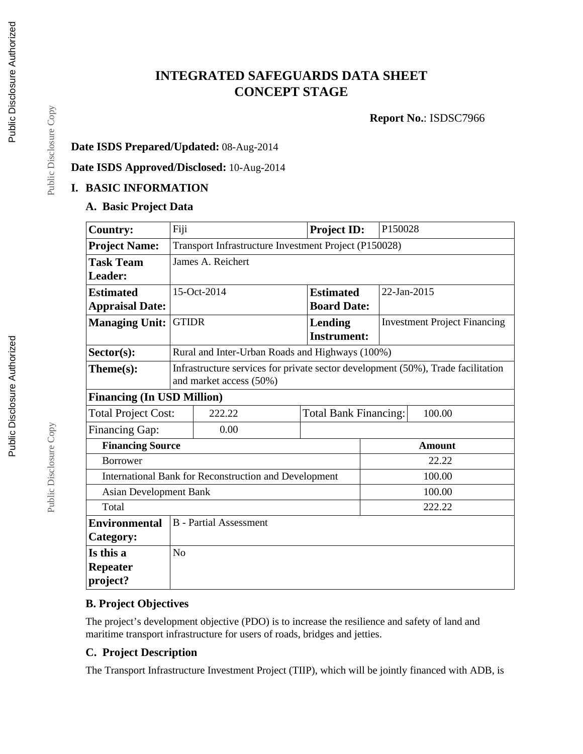# INTEGRATED SAFEGUARDS DATA SHEET
# CONCEPT STAGE

**Report No.**: ISDSC7966

**Date ISDS Prepared/Updated:** 08-Aug-2014

**Date ISDS Approved/Disclosed:** 10-Aug-2014

## I. BASIC INFORMATION

### A. Basic Project Data

| | | | |
|---|---|---|---|
| **Country:** | Fiji | **Project ID:** | P150028 |
| **Project Name:** | Transport Infrastructure Investment Project (P150028) | | |
| **Task Team Leader:** | James A. Reichert | | |
| **Estimated Appraisal Date:** | 15-Oct-2014 | **Estimated Board Date:** | 22-Jan-2015 |
| **Managing Unit:** | GTIDR | **Lending Instrument:** | Investment Project Financing |
| **Sector(s):** | Rural and Inter-Urban Roads and Highways (100%) | | |
| **Theme(s):** | Infrastructure services for private sector development (50%), Trade facilitation and market access (50%) | | |

**Financing (In USD Million)**

| | | | |
|---|---|---|---|
| Total Project Cost: | 222.22 | Total Bank Financing: | 100.00 |
| Financing Gap: | 0.00 | | |

| Financing Source | Amount |
|---|---|
| Borrower | 22.22 |
| International Bank for Reconstruction and Development | 100.00 |
| Asian Development Bank | 100.00 |
| Total | 222.22 |

| | |
|---|---|
| **Environmental Category:** | B - Partial Assessment |
| **Is this a Repeater project?** | No |

### B. Project Objectives

The project's development objective (PDO) is to increase the resilience and safety of land and maritime transport infrastructure for users of roads, bridges and jetties.

### C. Project Description

The Transport Infrastructure Investment Project (TIIP), which will be jointly financed with ADB, is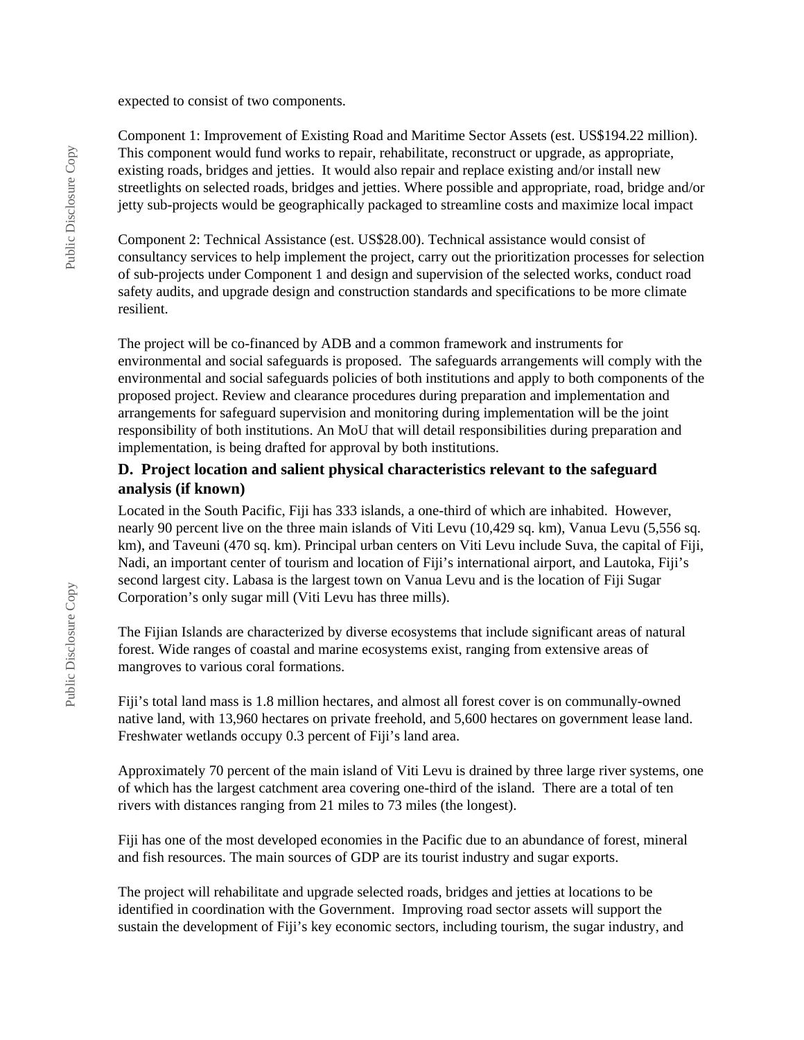expected to consist of two components.

Component 1: Improvement of Existing Road and Maritime Sector Assets (est. US$194.22 million). This component would fund works to repair, rehabilitate, reconstruct or upgrade, as appropriate, existing roads, bridges and jetties. It would also repair and replace existing and/or install new streetlights on selected roads, bridges and jetties. Where possible and appropriate, road, bridge and/or jetty sub-projects would be geographically packaged to streamline costs and maximize local impact

Component 2: Technical Assistance (est. US$28.00). Technical assistance would consist of consultancy services to help implement the project, carry out the prioritization processes for selection of sub-projects under Component 1 and design and supervision of the selected works, conduct road safety audits, and upgrade design and construction standards and specifications to be more climate resilient.

The project will be co-financed by ADB and a common framework and instruments for environmental and social safeguards is proposed. The safeguards arrangements will comply with the environmental and social safeguards policies of both institutions and apply to both components of the proposed project. Review and clearance procedures during preparation and implementation and arrangements for safeguard supervision and monitoring during implementation will be the joint responsibility of both institutions. An MoU that will detail responsibilities during preparation and implementation, is being drafted for approval by both institutions.

### D. Project location and salient physical characteristics relevant to the safeguard analysis (if known)

Located in the South Pacific, Fiji has 333 islands, a one-third of which are inhabited. However, nearly 90 percent live on the three main islands of Viti Levu (10,429 sq. km), Vanua Levu (5,556 sq. km), and Taveuni (470 sq. km). Principal urban centers on Viti Levu include Suva, the capital of Fiji, Nadi, an important center of tourism and location of Fiji's international airport, and Lautoka, Fiji's second largest city. Labasa is the largest town on Vanua Levu and is the location of Fiji Sugar Corporation's only sugar mill (Viti Levu has three mills).

The Fijian Islands are characterized by diverse ecosystems that include significant areas of natural forest. Wide ranges of coastal and marine ecosystems exist, ranging from extensive areas of mangroves to various coral formations.

Fiji's total land mass is 1.8 million hectares, and almost all forest cover is on communally-owned native land, with 13,960 hectares on private freehold, and 5,600 hectares on government lease land. Freshwater wetlands occupy 0.3 percent of Fiji's land area.

Approximately 70 percent of the main island of Viti Levu is drained by three large river systems, one of which has the largest catchment area covering one-third of the island. There are a total of ten rivers with distances ranging from 21 miles to 73 miles (the longest).

Fiji has one of the most developed economies in the Pacific due to an abundance of forest, mineral and fish resources. The main sources of GDP are its tourist industry and sugar exports.

The project will rehabilitate and upgrade selected roads, bridges and jetties at locations to be identified in coordination with the Government. Improving road sector assets will support the sustain the development of Fiji's key economic sectors, including tourism, the sugar industry, and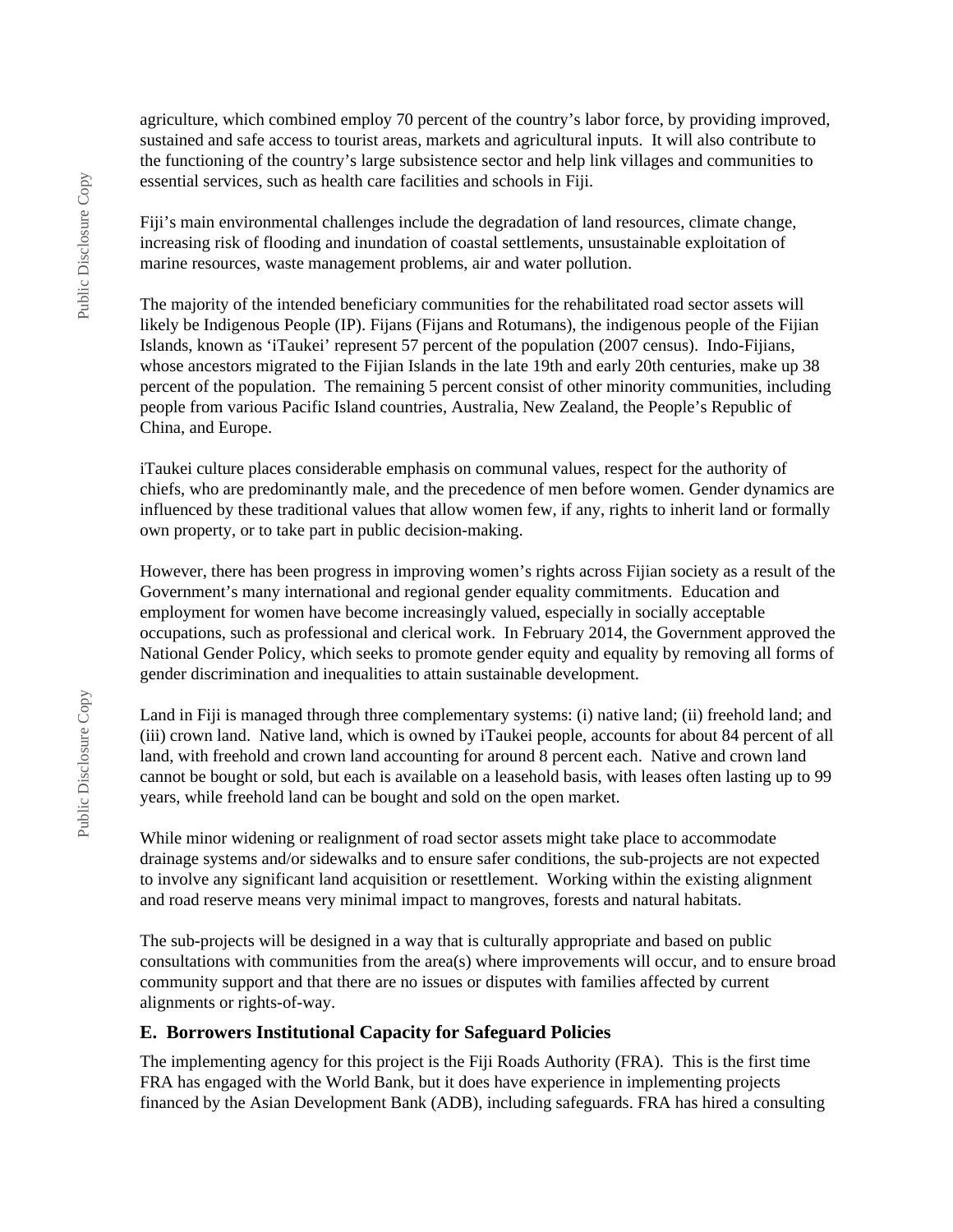agriculture, which combined employ 70 percent of the country's labor force, by providing improved, sustained and safe access to tourist areas, markets and agricultural inputs. It will also contribute to the functioning of the country's large subsistence sector and help link villages and communities to essential services, such as health care facilities and schools in Fiji.

Fiji's main environmental challenges include the degradation of land resources, climate change, increasing risk of flooding and inundation of coastal settlements, unsustainable exploitation of marine resources, waste management problems, air and water pollution.

The majority of the intended beneficiary communities for the rehabilitated road sector assets will likely be Indigenous People (IP). Fijans (Fijans and Rotumans), the indigenous people of the Fijian Islands, known as 'iTaukei' represent 57 percent of the population (2007 census). Indo-Fijians, whose ancestors migrated to the Fijian Islands in the late 19th and early 20th centuries, make up 38 percent of the population. The remaining 5 percent consist of other minority communities, including people from various Pacific Island countries, Australia, New Zealand, the People's Republic of China, and Europe.

iTaukei culture places considerable emphasis on communal values, respect for the authority of chiefs, who are predominantly male, and the precedence of men before women. Gender dynamics are influenced by these traditional values that allow women few, if any, rights to inherit land or formally own property, or to take part in public decision-making.

However, there has been progress in improving women's rights across Fijian society as a result of the Government's many international and regional gender equality commitments. Education and employment for women have become increasingly valued, especially in socially acceptable occupations, such as professional and clerical work. In February 2014, the Government approved the National Gender Policy, which seeks to promote gender equity and equality by removing all forms of gender discrimination and inequalities to attain sustainable development.

Land in Fiji is managed through three complementary systems: (i) native land; (ii) freehold land; and (iii) crown land. Native land, which is owned by iTaukei people, accounts for about 84 percent of all land, with freehold and crown land accounting for around 8 percent each. Native and crown land cannot be bought or sold, but each is available on a leasehold basis, with leases often lasting up to 99 years, while freehold land can be bought and sold on the open market.

While minor widening or realignment of road sector assets might take place to accommodate drainage systems and/or sidewalks and to ensure safer conditions, the sub-projects are not expected to involve any significant land acquisition or resettlement. Working within the existing alignment and road reserve means very minimal impact to mangroves, forests and natural habitats.

The sub-projects will be designed in a way that is culturally appropriate and based on public consultations with communities from the area(s) where improvements will occur, and to ensure broad community support and that there are no issues or disputes with families affected by current alignments or rights-of-way.

## E. Borrowers Institutional Capacity for Safeguard Policies

The implementing agency for this project is the Fiji Roads Authority (FRA). This is the first time FRA has engaged with the World Bank, but it does have experience in implementing projects financed by the Asian Development Bank (ADB), including safeguards. FRA has hired a consulting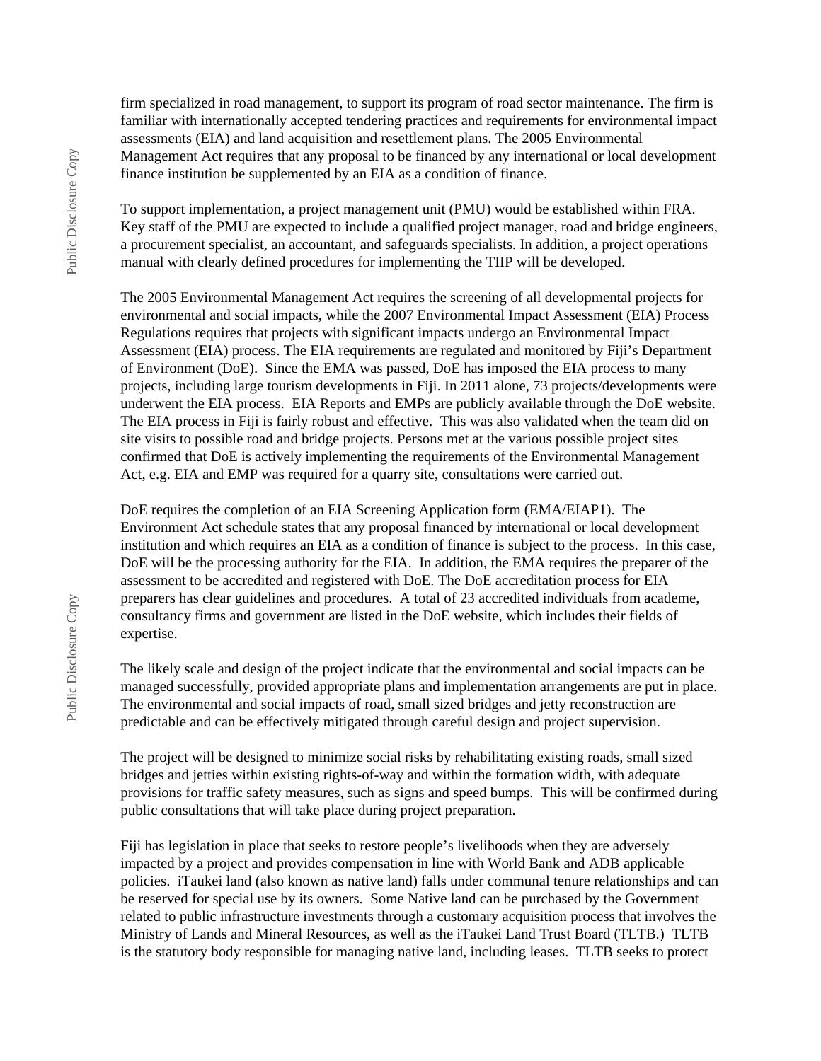firm specialized in road management, to support its program of road sector maintenance. The firm is familiar with internationally accepted tendering practices and requirements for environmental impact assessments (EIA) and land acquisition and resettlement plans. The 2005 Environmental Management Act requires that any proposal to be financed by any international or local development finance institution be supplemented by an EIA as a condition of finance.

To support implementation, a project management unit (PMU) would be established within FRA. Key staff of the PMU are expected to include a qualified project manager, road and bridge engineers, a procurement specialist, an accountant, and safeguards specialists. In addition, a project operations manual with clearly defined procedures for implementing the TIIP will be developed.

The 2005 Environmental Management Act requires the screening of all developmental projects for environmental and social impacts, while the 2007 Environmental Impact Assessment (EIA) Process Regulations requires that projects with significant impacts undergo an Environmental Impact Assessment (EIA) process. The EIA requirements are regulated and monitored by Fiji's Department of Environment (DoE). Since the EMA was passed, DoE has imposed the EIA process to many projects, including large tourism developments in Fiji. In 2011 alone, 73 projects/developments were underwent the EIA process. EIA Reports and EMPs are publicly available through the DoE website. The EIA process in Fiji is fairly robust and effective. This was also validated when the team did on site visits to possible road and bridge projects. Persons met at the various possible project sites confirmed that DoE is actively implementing the requirements of the Environmental Management Act, e.g. EIA and EMP was required for a quarry site, consultations were carried out.

DoE requires the completion of an EIA Screening Application form (EMA/EIAP1). The Environment Act schedule states that any proposal financed by international or local development institution and which requires an EIA as a condition of finance is subject to the process. In this case, DoE will be the processing authority for the EIA. In addition, the EMA requires the preparer of the assessment to be accredited and registered with DoE. The DoE accreditation process for EIA preparers has clear guidelines and procedures. A total of 23 accredited individuals from academe, consultancy firms and government are listed in the DoE website, which includes their fields of expertise.

The likely scale and design of the project indicate that the environmental and social impacts can be managed successfully, provided appropriate plans and implementation arrangements are put in place. The environmental and social impacts of road, small sized bridges and jetty reconstruction are predictable and can be effectively mitigated through careful design and project supervision.

The project will be designed to minimize social risks by rehabilitating existing roads, small sized bridges and jetties within existing rights-of-way and within the formation width, with adequate provisions for traffic safety measures, such as signs and speed bumps. This will be confirmed during public consultations that will take place during project preparation.

Fiji has legislation in place that seeks to restore people's livelihoods when they are adversely impacted by a project and provides compensation in line with World Bank and ADB applicable policies. iTaukei land (also known as native land) falls under communal tenure relationships and can be reserved for special use by its owners. Some Native land can be purchased by the Government related to public infrastructure investments through a customary acquisition process that involves the Ministry of Lands and Mineral Resources, as well as the iTaukei Land Trust Board (TLTB.) TLTB is the statutory body responsible for managing native land, including leases. TLTB seeks to protect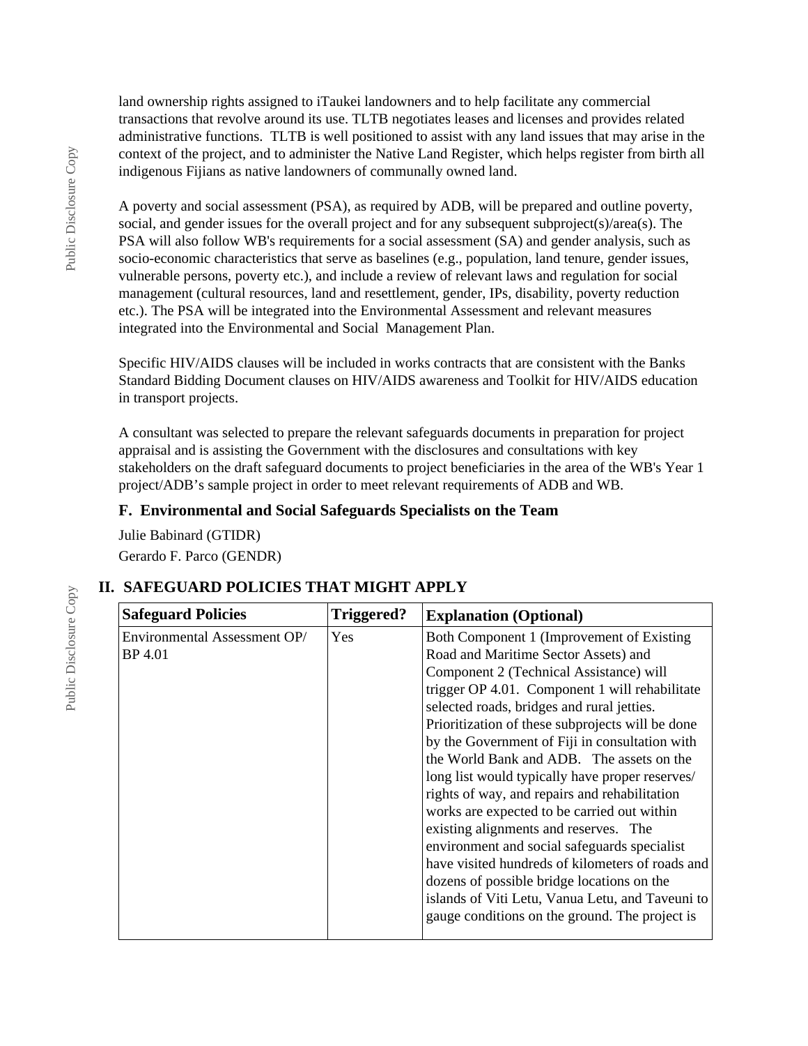land ownership rights assigned to iTaukei landowners and to help facilitate any commercial transactions that revolve around its use. TLTB negotiates leases and licenses and provides related administrative functions. TLTB is well positioned to assist with any land issues that may arise in the context of the project, and to administer the Native Land Register, which helps register from birth all indigenous Fijians as native landowners of communally owned land.

A poverty and social assessment (PSA), as required by ADB, will be prepared and outline poverty, social, and gender issues for the overall project and for any subsequent subproject(s)/area(s). The PSA will also follow WB's requirements for a social assessment (SA) and gender analysis, such as socio-economic characteristics that serve as baselines (e.g., population, land tenure, gender issues, vulnerable persons, poverty etc.), and include a review of relevant laws and regulation for social management (cultural resources, land and resettlement, gender, IPs, disability, poverty reduction etc.). The PSA will be integrated into the Environmental Assessment and relevant measures integrated into the Environmental and Social Management Plan.

Specific HIV/AIDS clauses will be included in works contracts that are consistent with the Banks Standard Bidding Document clauses on HIV/AIDS awareness and Toolkit for HIV/AIDS education in transport projects.

A consultant was selected to prepare the relevant safeguards documents in preparation for project appraisal and is assisting the Government with the disclosures and consultations with key stakeholders on the draft safeguard documents to project beneficiaries in the area of the WB's Year 1 project/ADB's sample project in order to meet relevant requirements of ADB and WB.

### F. Environmental and Social Safeguards Specialists on the Team

Julie Babinard (GTIDR)
Gerardo F. Parco (GENDR)

## II. SAFEGUARD POLICIES THAT MIGHT APPLY

| Safeguard Policies | Triggered? | Explanation (Optional) |
|---|---|---|
| Environmental Assessment OP/ BP 4.01 | Yes | Both Component 1 (Improvement of Existing Road and Maritime Sector Assets) and Component 2 (Technical Assistance) will trigger OP 4.01. Component 1 will rehabilitate selected roads, bridges and rural jetties. Prioritization of these subprojects will be done by the Government of Fiji in consultation with the World Bank and ADB. The assets on the long list would typically have proper reserves/ rights of way, and repairs and rehabilitation works are expected to be carried out within existing alignments and reserves. The environment and social safeguards specialist have visited hundreds of kilometers of roads and dozens of possible bridge locations on the islands of Viti Letu, Vanua Letu, and Taveuni to gauge conditions on the ground. The project is |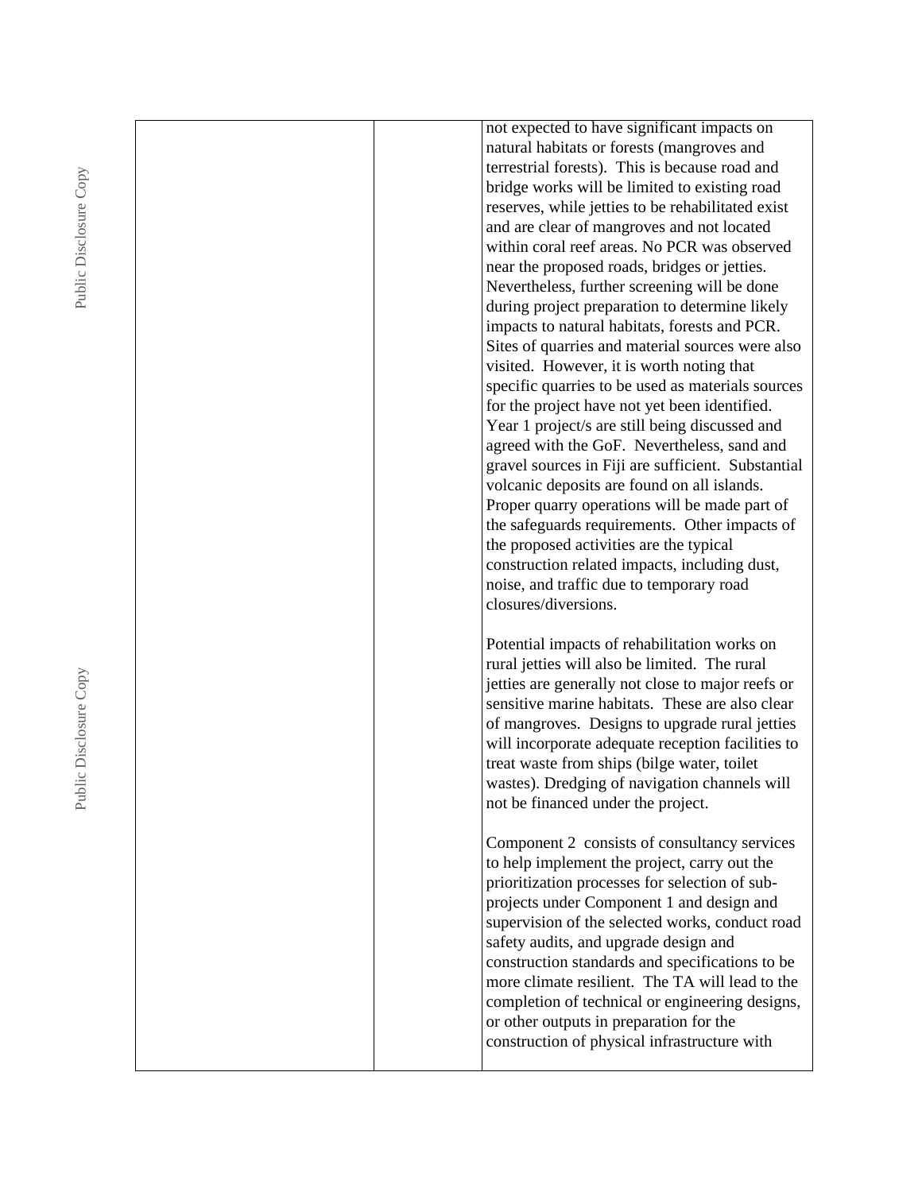| | | |
|---|---|---|
| | | not expected to have significant impacts on natural habitats or forests (mangroves and terrestrial forests). This is because road and bridge works will be limited to existing road reserves, while jetties to be rehabilitated exist and are clear of mangroves and not located within coral reef areas. No PCR was observed near the proposed roads, bridges or jetties. Nevertheless, further screening will be done during project preparation to determine likely impacts to natural habitats, forests and PCR. Sites of quarries and material sources were also visited. However, it is worth noting that specific quarries to be used as materials sources for the project have not yet been identified. Year 1 project/s are still being discussed and agreed with the GoF. Nevertheless, sand and gravel sources in Fiji are sufficient. Substantial volcanic deposits are found on all islands. Proper quarry operations will be made part of the safeguards requirements. Other impacts of the proposed activities are the typical construction related impacts, including dust, noise, and traffic due to temporary road closures/diversions.<br><br>Potential impacts of rehabilitation works on rural jetties will also be limited. The rural jetties are generally not close to major reefs or sensitive marine habitats. These are also clear of mangroves. Designs to upgrade rural jetties will incorporate adequate reception facilities to treat waste from ships (bilge water, toilet wastes). Dredging of navigation channels will not be financed under the project.<br><br>Component 2 consists of consultancy services to help implement the project, carry out the prioritization processes for selection of sub-projects under Component 1 and design and supervision of the selected works, conduct road safety audits, and upgrade design and construction standards and specifications to be more climate resilient. The TA will lead to the completion of technical or engineering designs, or other outputs in preparation for the construction of physical infrastructure with |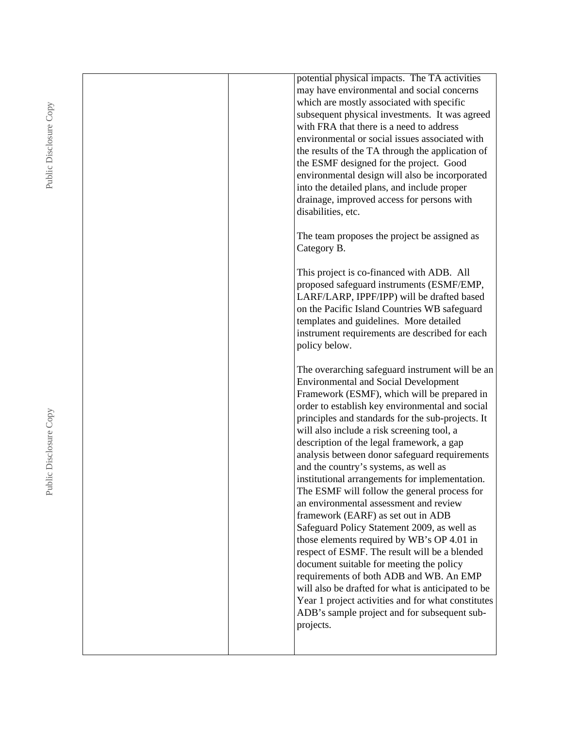| | | |
|---|---|---|
| | | potential physical impacts. The TA activities may have environmental and social concerns which are mostly associated with specific subsequent physical investments. It was agreed with FRA that there is a need to address environmental or social issues associated with the results of the TA through the application of the ESMF designed for the project. Good environmental design will also be incorporated into the detailed plans, and include proper drainage, improved access for persons with disabilities, etc.<br><br>The team proposes the project be assigned as Category B.<br><br>This project is co-financed with ADB. All proposed safeguard instruments (ESMF/EMP, LARF/LARP, IPPF/IPP) will be drafted based on the Pacific Island Countries WB safeguard templates and guidelines. More detailed instrument requirements are described for each policy below.<br><br>The overarching safeguard instrument will be an Environmental and Social Development Framework (ESMF), which will be prepared in order to establish key environmental and social principles and standards for the sub-projects. It will also include a risk screening tool, a description of the legal framework, a gap analysis between donor safeguard requirements and the country's systems, as well as institutional arrangements for implementation. The ESMF will follow the general process for an environmental assessment and review framework (EARF) as set out in ADB Safeguard Policy Statement 2009, as well as those elements required by WB's OP 4.01 in respect of ESMF. The result will be a blended document suitable for meeting the policy requirements of both ADB and WB. An EMP will also be drafted for what is anticipated to be Year 1 project activities and for what constitutes ADB's sample project and for subsequent sub-projects. |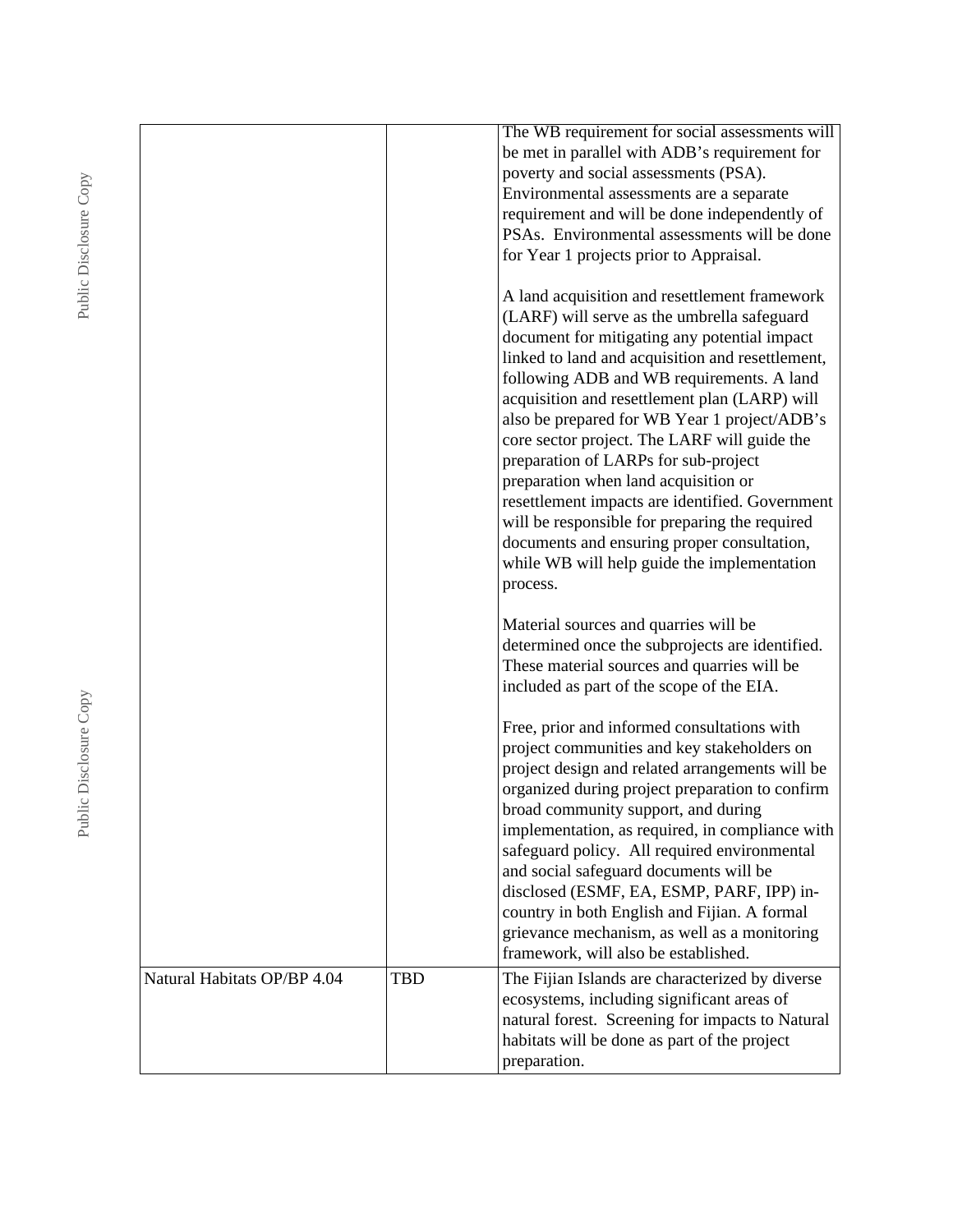| | | |
|---|---|---|
| | | The WB requirement for social assessments will be met in parallel with ADB's requirement for poverty and social assessments (PSA). Environmental assessments are a separate requirement and will be done independently of PSAs. Environmental assessments will be done for Year 1 projects prior to Appraisal.<br><br>A land acquisition and resettlement framework (LARF) will serve as the umbrella safeguard document for mitigating any potential impact linked to land and acquisition and resettlement, following ADB and WB requirements. A land acquisition and resettlement plan (LARP) will also be prepared for WB Year 1 project/ADB's core sector project. The LARF will guide the preparation of LARPs for sub-project preparation when land acquisition or resettlement impacts are identified. Government will be responsible for preparing the required documents and ensuring proper consultation, while WB will help guide the implementation process.<br><br>Material sources and quarries will be determined once the subprojects are identified. These material sources and quarries will be included as part of the scope of the EIA.<br><br>Free, prior and informed consultations with project communities and key stakeholders on project design and related arrangements will be organized during project preparation to confirm broad community support, and during implementation, as required, in compliance with safeguard policy. All required environmental and social safeguard documents will be disclosed (ESMF, EA, ESMP, PARF, IPP) in-country in both English and Fijian. A formal grievance mechanism, as well as a monitoring framework, will also be established. |
| Natural Habitats OP/BP 4.04 | TBD | The Fijian Islands are characterized by diverse ecosystems, including significant areas of natural forest. Screening for impacts to Natural habitats will be done as part of the project preparation. |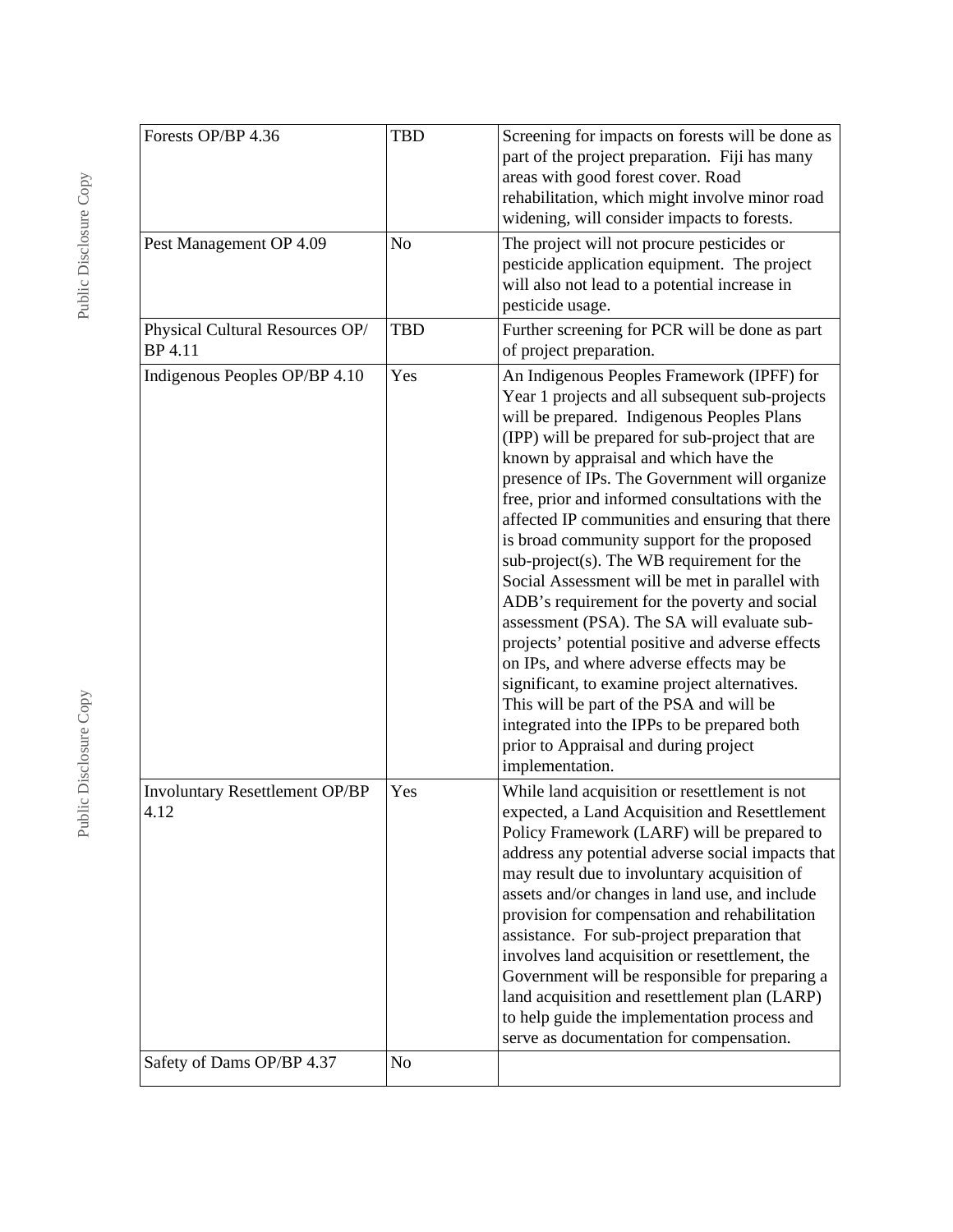| | | |
|---|---|---|
| Forests OP/BP 4.36 | TBD | Screening for impacts on forests will be done as part of the project preparation. Fiji has many areas with good forest cover. Road rehabilitation, which might involve minor road widening, will consider impacts to forests. |
| Pest Management OP 4.09 | No | The project will not procure pesticides or pesticide application equipment. The project will also not lead to a potential increase in pesticide usage. |
| Physical Cultural Resources OP/ BP 4.11 | TBD | Further screening for PCR will be done as part of project preparation. |
| Indigenous Peoples OP/BP 4.10 | Yes | An Indigenous Peoples Framework (IPFF) for Year 1 projects and all subsequent sub-projects will be prepared. Indigenous Peoples Plans (IPP) will be prepared for sub-project that are known by appraisal and which have the presence of IPs. The Government will organize free, prior and informed consultations with the affected IP communities and ensuring that there is broad community support for the proposed sub-project(s). The WB requirement for the Social Assessment will be met in parallel with ADB's requirement for the poverty and social assessment (PSA). The SA will evaluate sub-projects' potential positive and adverse effects on IPs, and where adverse effects may be significant, to examine project alternatives. This will be part of the PSA and will be integrated into the IPPs to be prepared both prior to Appraisal and during project implementation. |
| Involuntary Resettlement OP/BP 4.12 | Yes | While land acquisition or resettlement is not expected, a Land Acquisition and Resettlement Policy Framework (LARF) will be prepared to address any potential adverse social impacts that may result due to involuntary acquisition of assets and/or changes in land use, and include provision for compensation and rehabilitation assistance. For sub-project preparation that involves land acquisition or resettlement, the Government will be responsible for preparing a land acquisition and resettlement plan (LARP) to help guide the implementation process and serve as documentation for compensation. |
| Safety of Dams OP/BP 4.37 | No | |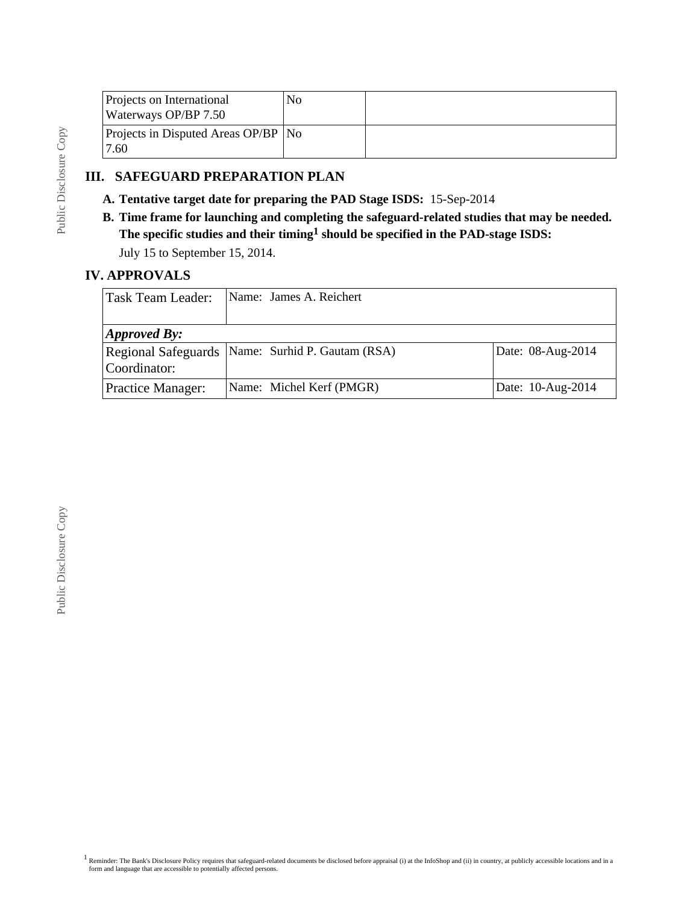| | | |
|---|---|---|
| Projects on International Waterways OP/BP 7.50 | No | |
| Projects in Disputed Areas OP/BP 7.60 | No | |

## III. SAFEGUARD PREPARATION PLAN

**A. Tentative target date for preparing the PAD Stage ISDS:** 15-Sep-2014

**B. Time frame for launching and completing the safeguard-related studies that may be needed. The specific studies and their timing[1] should be specified in the PAD-stage ISDS:**

July 15 to September 15, 2014.

## IV. APPROVALS

| | | |
|---|---|---|
| Task Team Leader: | Name: James A. Reichert | |
| ***Approved By:*** | | |
| Regional Safeguards Coordinator: | Name: Surhid P. Gautam (RSA) | Date: 08-Aug-2014 |
| Practice Manager: | Name: Michel Kerf (PMGR) | Date: 10-Aug-2014 |

[1] Reminder: The Bank's Disclosure Policy requires that safeguard-related documents be disclosed before appraisal (i) at the InfoShop and (ii) in country, at publicly accessible locations and in a form and language that are accessible to potentially affected persons.